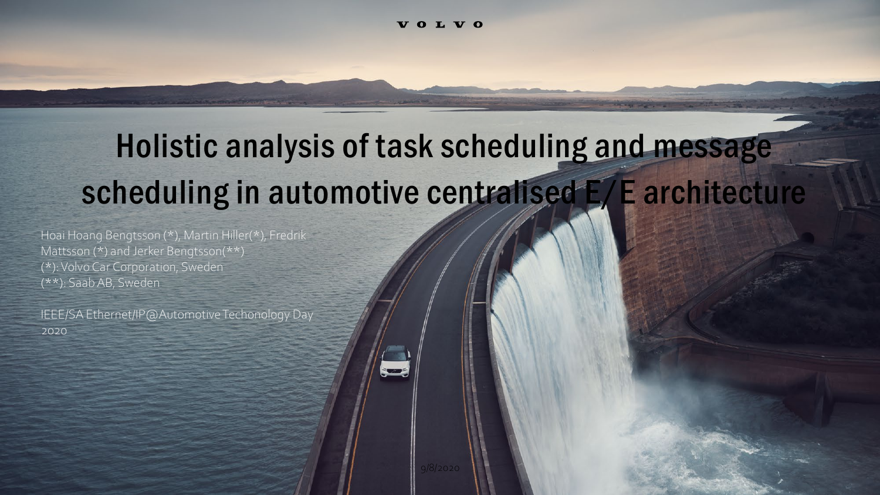VOLVO

# Holistic analysis of task scheduling and message scheduling in automotive centralised E/E architecture

Hoai Hoang Bengtsson (*), Martin Hiller(*), Fredrik Mattsson (*) and Jerker Bengtsson(**)
(*): Volvo Car Corporation, Sweden
(**): Saab AB, Sweden

IEEE/SA Ethernet/IP@Automotive Techonology Day 2020

9/8/2020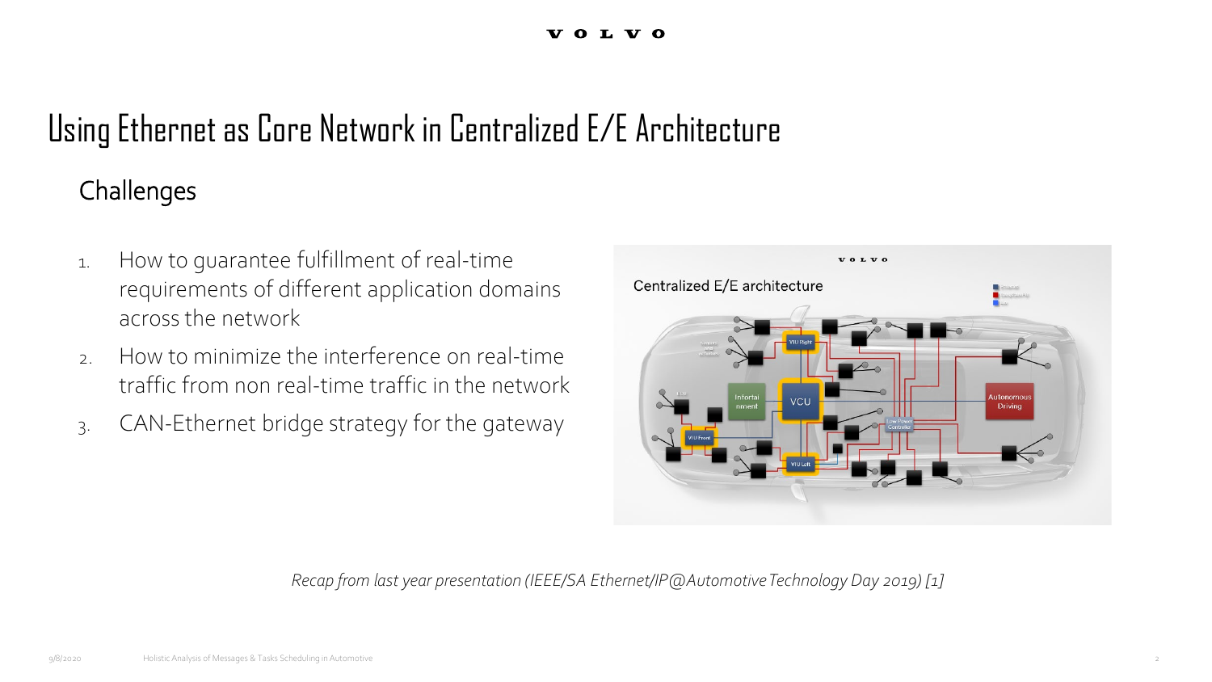# Using Ethernet as Core Network in Centralized E/E Architecture

## Challenges

1. How to guarantee fulfillment of real-time requirements of different application domains across the network
2. How to minimize the interference on real-time traffic from non real-time traffic in the network
3. CAN-Ethernet bridge strategy for the gateway

*Recap from last year presentation (IEEE/SA Ethernet/IP@Automotive Technology Day 2019) [1]*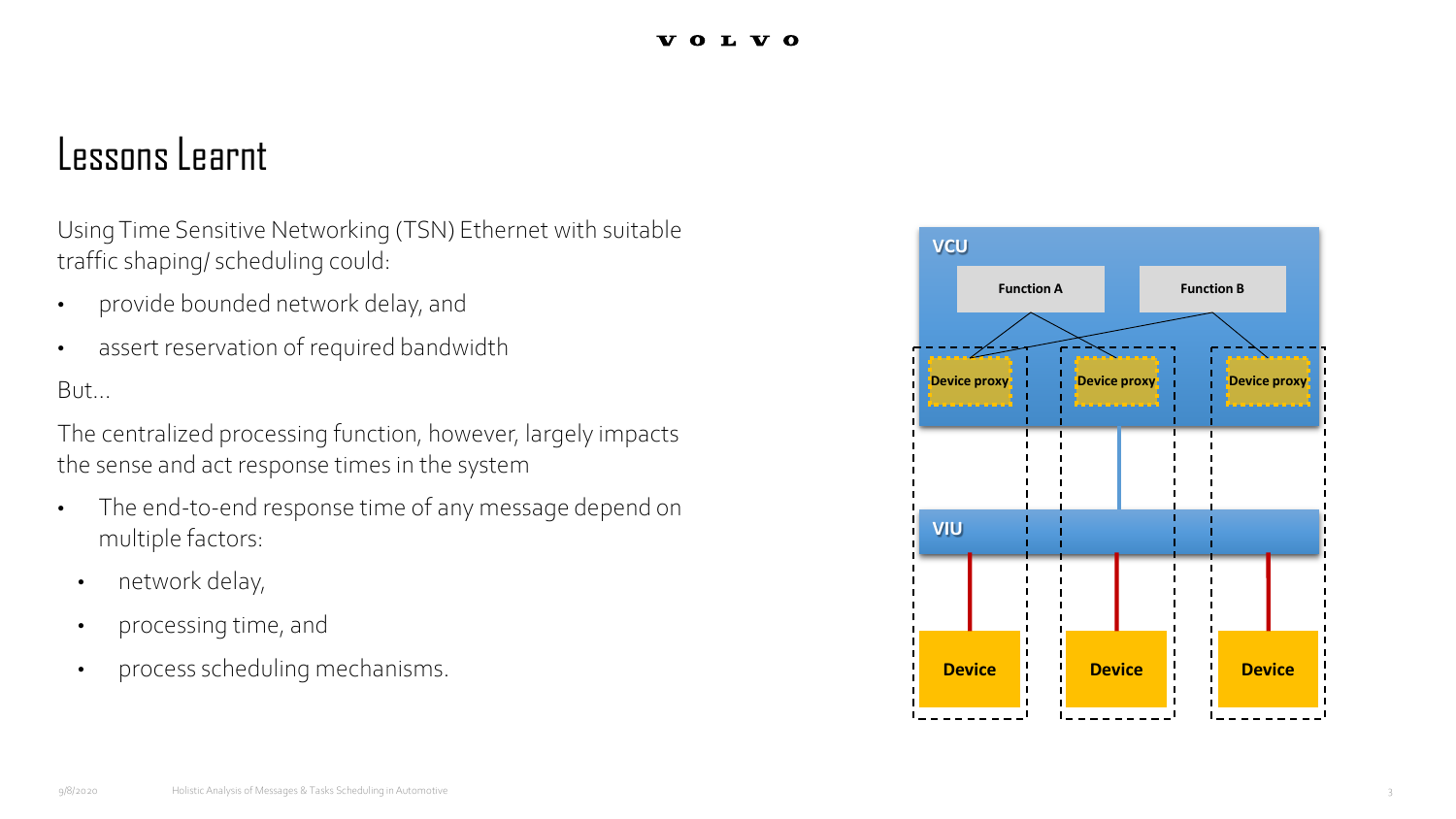# Lessons Learnt

Using Time Sensitive Networking (TSN) Ethernet with suitable traffic shaping/ scheduling could:

- provide bounded network delay, and
- assert reservation of required bandwidth

But…

The centralized processing function, however, largely impacts the sense and act response times in the system

- The end-to-end response time of any message depend on multiple factors:
  - network delay,
  - processing time, and
  - process scheduling mechanisms.

VCU

Function A

Function B

Device proxy

Device proxy

Device proxy

VIU

Device

Device

Device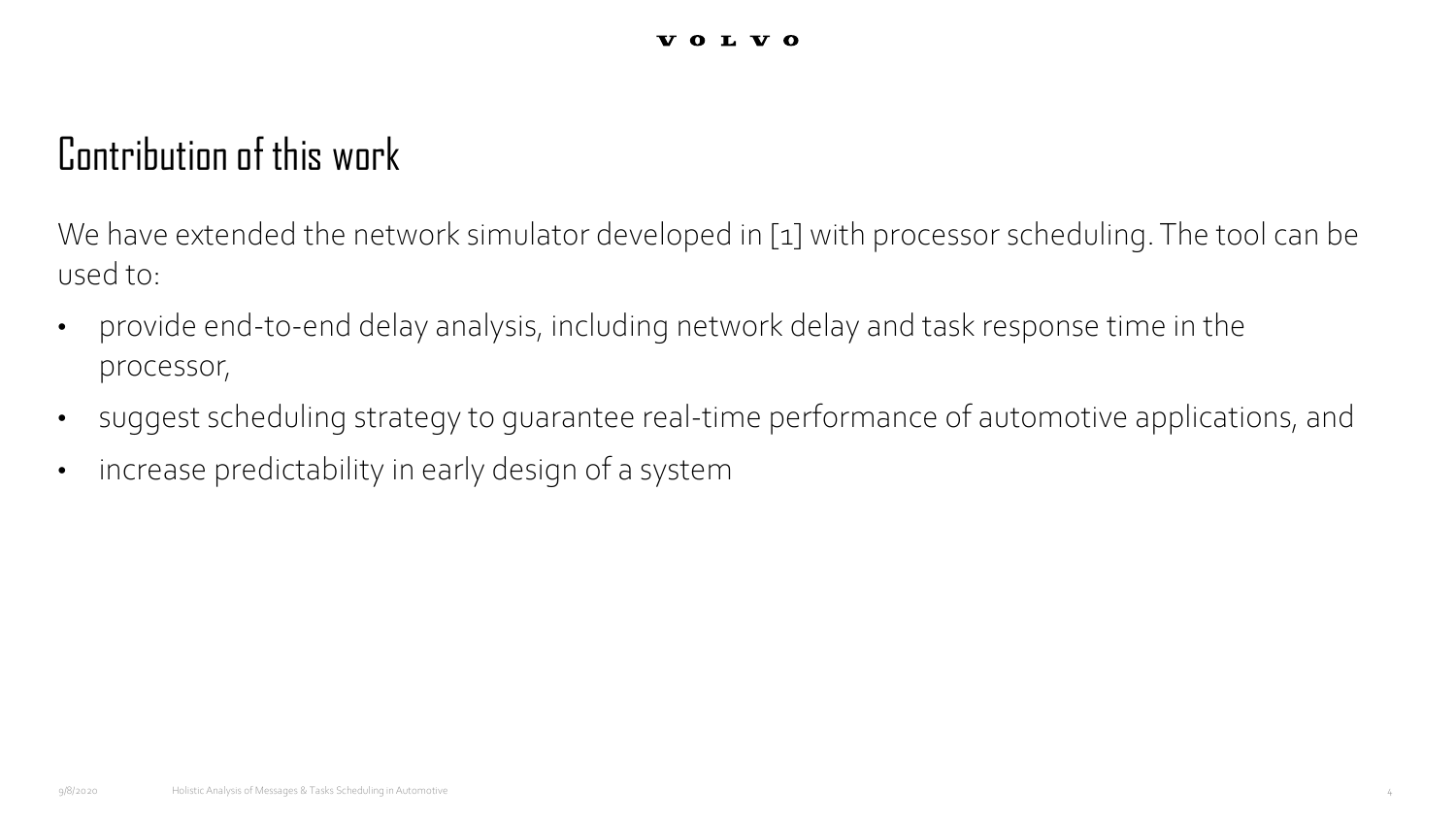# Contribution of this work

We have extended the network simulator developed in [1] with processor scheduling. The tool can be used to:

- provide end-to-end delay analysis, including network delay and task response time in the processor,
- suggest scheduling strategy to guarantee real-time performance of automotive applications, and
- increase predictability in early design of a system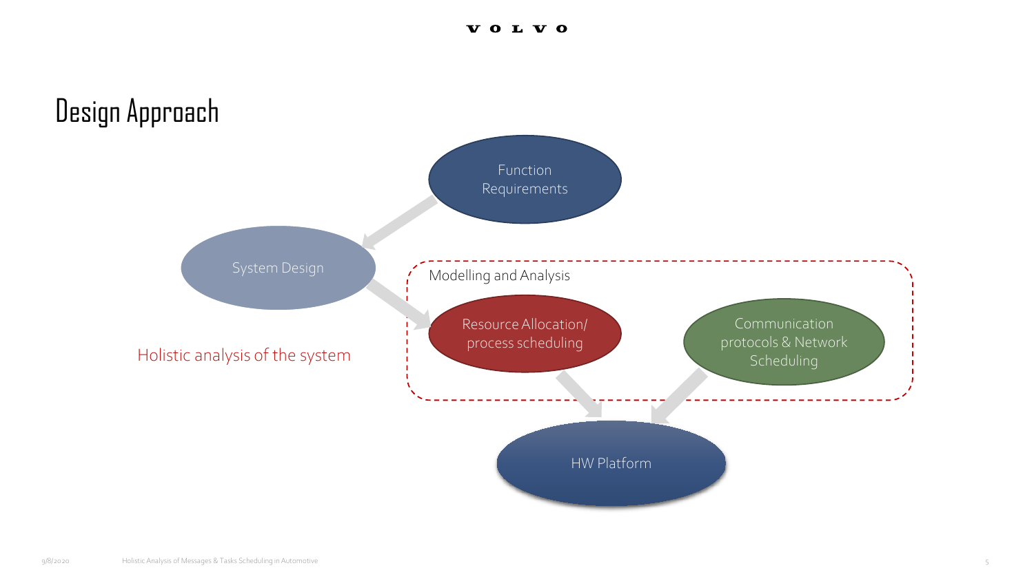# Design Approach

Function Requirements

System Design

Modelling and Analysis

Resource Allocation/ process scheduling

Communication protocols & Network Scheduling

Holistic analysis of the system

HW Platform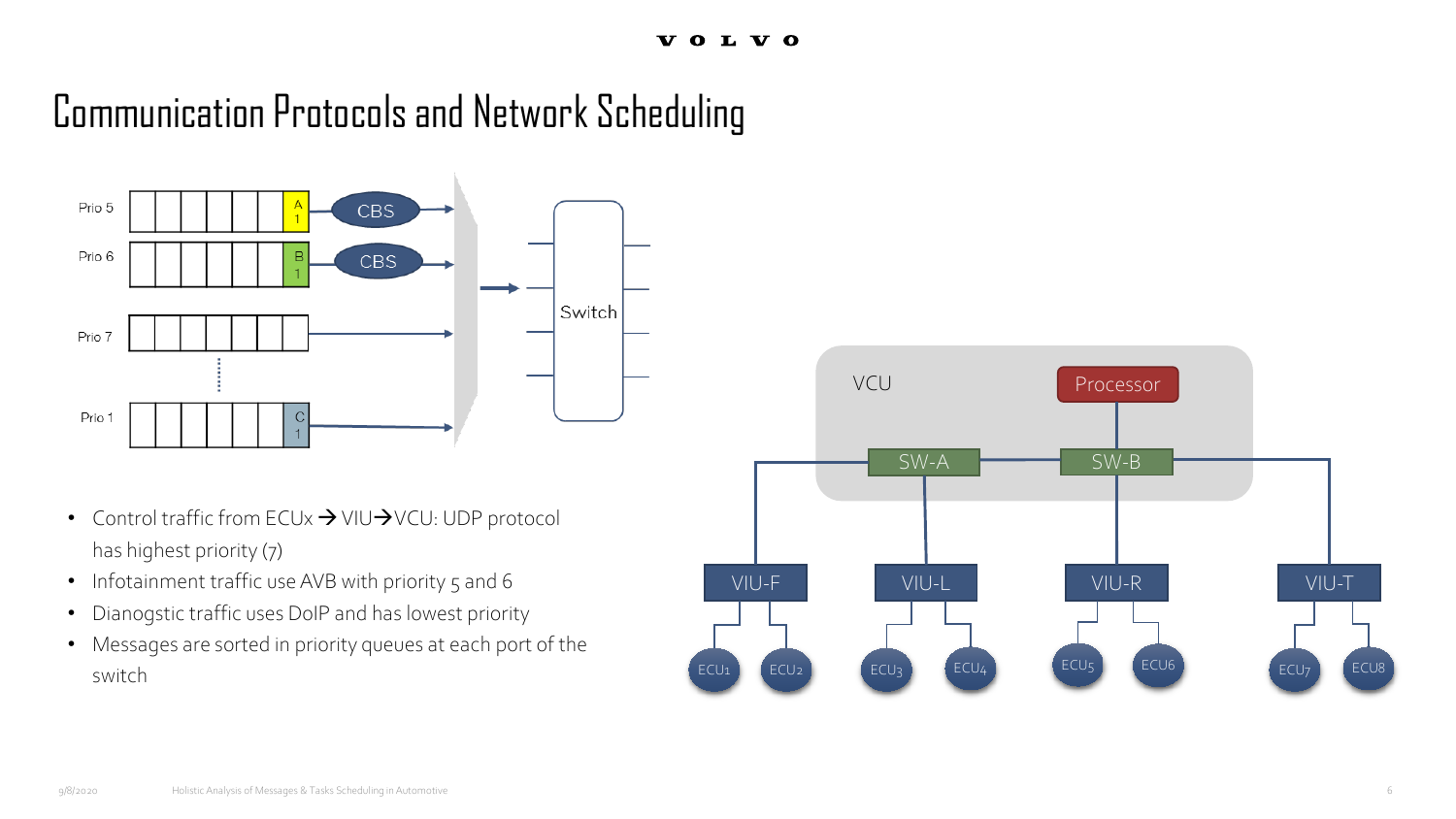# Communication Protocols and Network Scheduling

- Control traffic from ECUx → VIU→VCU: UDP protocol has highest priority (7)
- Infotainment traffic use AVB with priority 5 and 6
- Dianogstic traffic uses DoIP and has lowest priority
- Messages are sorted in priority queues at each port of the switch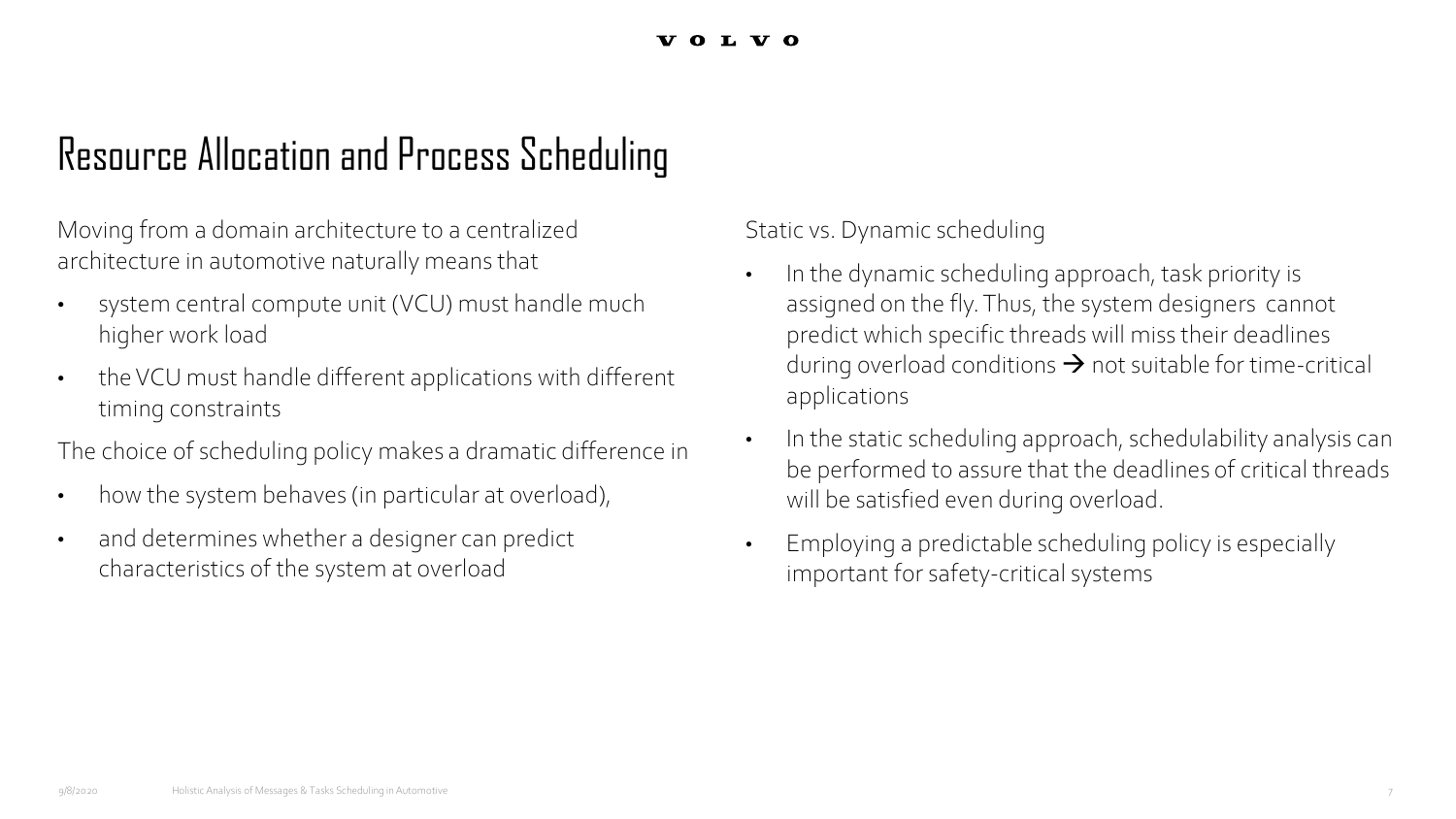# Resource Allocation and Process Scheduling

Moving from a domain architecture to a centralized architecture in automotive naturally means that

- system central compute unit (VCU) must handle much higher work load
- the VCU must handle different applications with different timing constraints

The choice of scheduling policy makes a dramatic difference in

- how the system behaves (in particular at overload),
- and determines whether a designer can predict characteristics of the system at overload

Static vs. Dynamic scheduling

- In the dynamic scheduling approach, task priority is assigned on the fly. Thus, the system designers cannot predict which specific threads will miss their deadlines during overload conditions → not suitable for time-critical applications
- In the static scheduling approach, schedulability analysis can be performed to assure that the deadlines of critical threads will be satisfied even during overload.
- Employing a predictable scheduling policy is especially important for safety-critical systems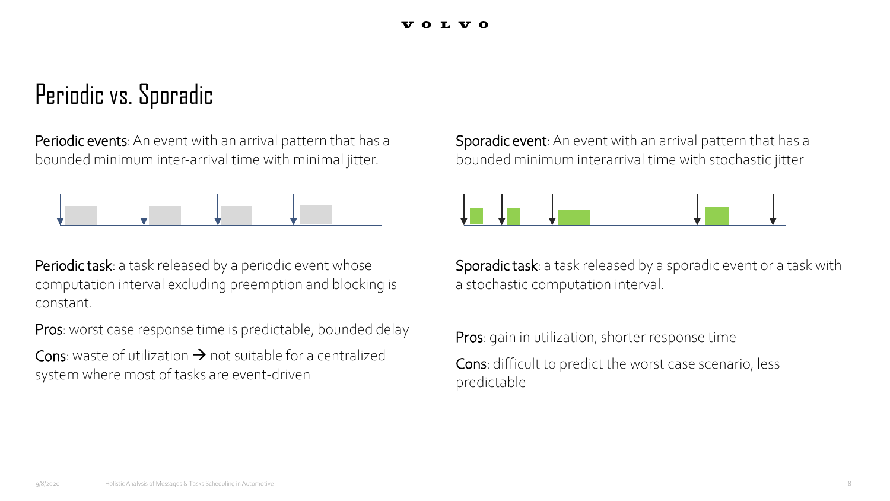# Periodic vs. Sporadic

**Periodic events**: An event with an arrival pattern that has a bounded minimum inter-arrival time with minimal jitter.

**Periodic task**: a task released by a periodic event whose computation interval excluding preemption and blocking is constant.

**Pros**: worst case response time is predictable, bounded delay

**Cons**: waste of utilization → not suitable for a centralized system where most of tasks are event-driven

**Sporadic event**: An event with an arrival pattern that has a bounded minimum interarrival time with stochastic jitter

**Sporadic task**: a task released by a sporadic event or a task with a stochastic computation interval.

**Pros**: gain in utilization, shorter response time

**Cons**: difficult to predict the worst case scenario, less predictable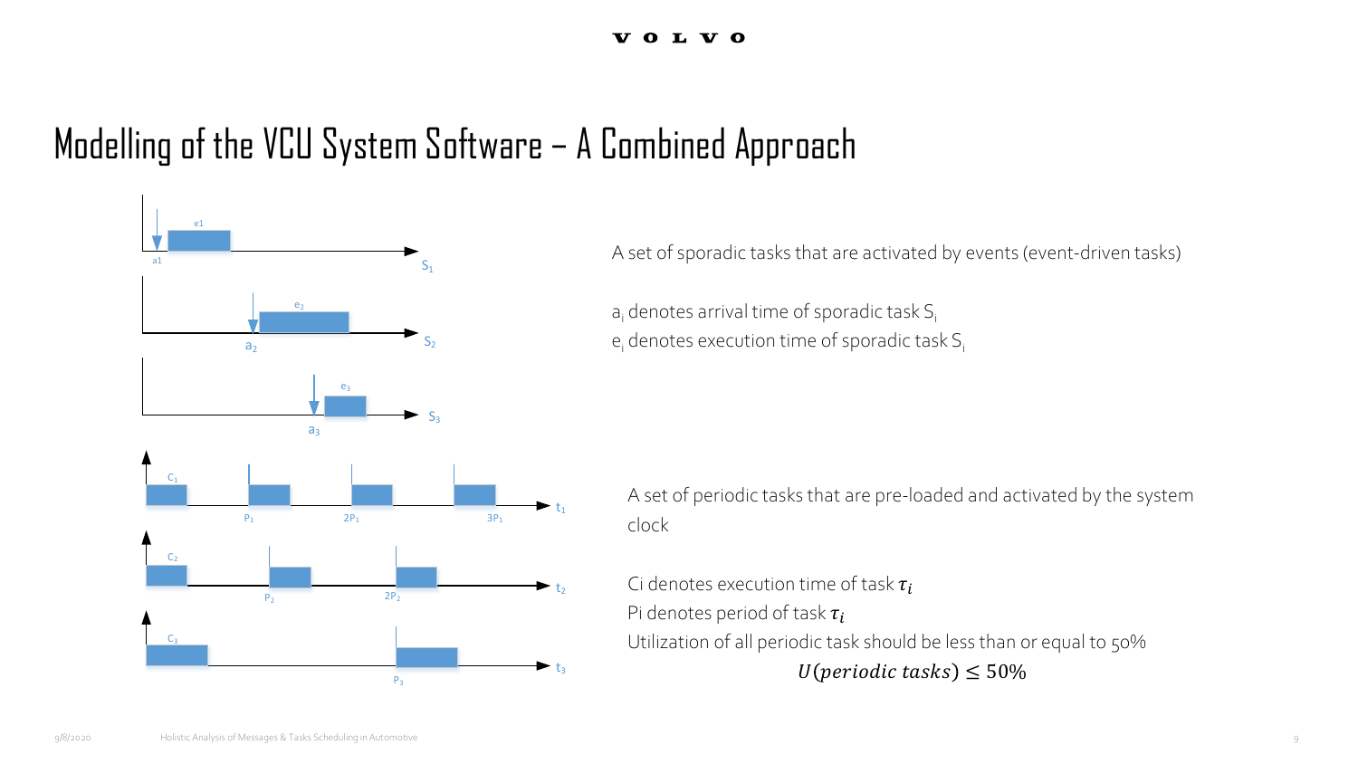# Modelling of the VCU System Software – A Combined Approach

A set of sporadic tasks that are activated by events (event-driven tasks)

$a_i$ denotes arrival time of sporadic task $S_i$
$e_i$ denotes execution time of sporadic task $S_i$

A set of periodic tasks that are pre-loaded and activated by the system clock

Ci denotes execution time of task $\tau_i$
Pi denotes period of task $\tau_i$
Utilization of all periodic task should be less than or equal to 50%

$$U(periodic\ tasks) \leq 50\%$$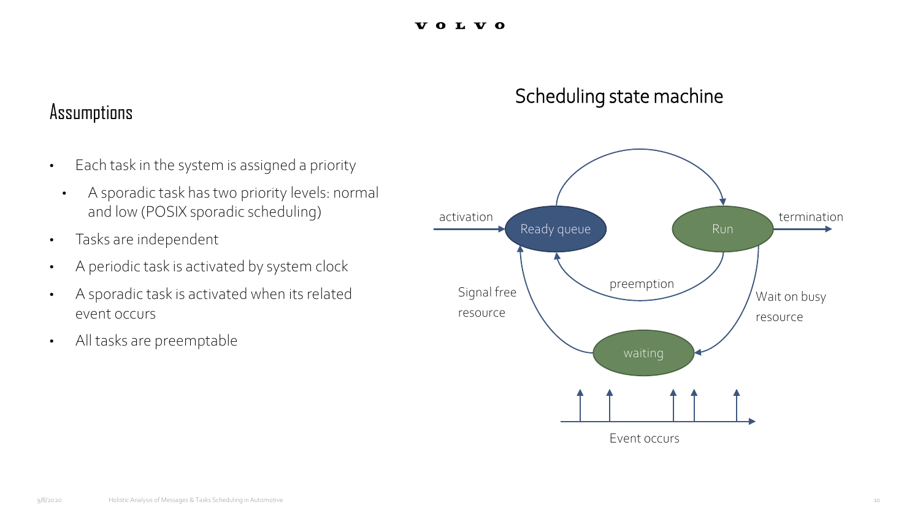## Assumptions

- Each task in the system is assigned a priority
  - A sporadic task has two priority levels: normal and low (POSIX sporadic scheduling)
- Tasks are independent
- A periodic task is activated by system clock
- A sporadic task is activated when its related event occurs
- All tasks are preemptable

## Scheduling state machine

activation

Ready queue

Run

termination

preemption

Signal free resource

Wait on busy resource

waiting

Event occurs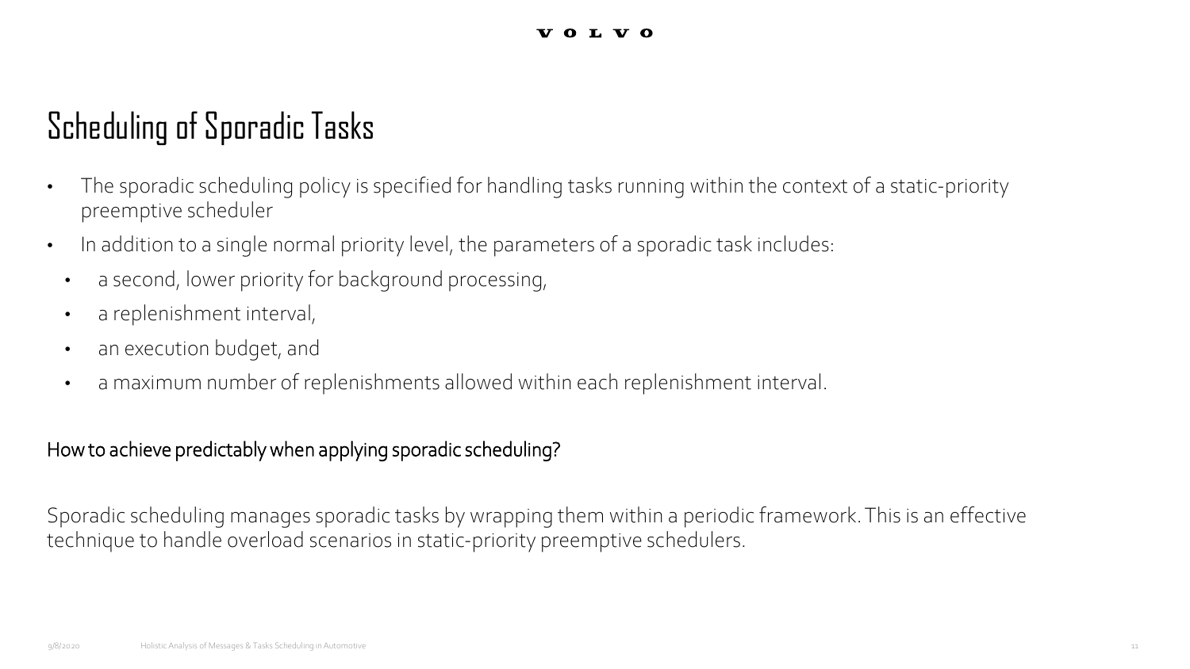# Scheduling of Sporadic Tasks

- The sporadic scheduling policy is specified for handling tasks running within the context of a static-priority preemptive scheduler
- In addition to a single normal priority level, the parameters of a sporadic task includes:
  - a second, lower priority for background processing,
  - a replenishment interval,
  - an execution budget, and
  - a maximum number of replenishments allowed within each replenishment interval.

How to achieve predictably when applying sporadic scheduling?

Sporadic scheduling manages sporadic tasks by wrapping them within a periodic framework. This is an effective technique to handle overload scenarios in static-priority preemptive schedulers.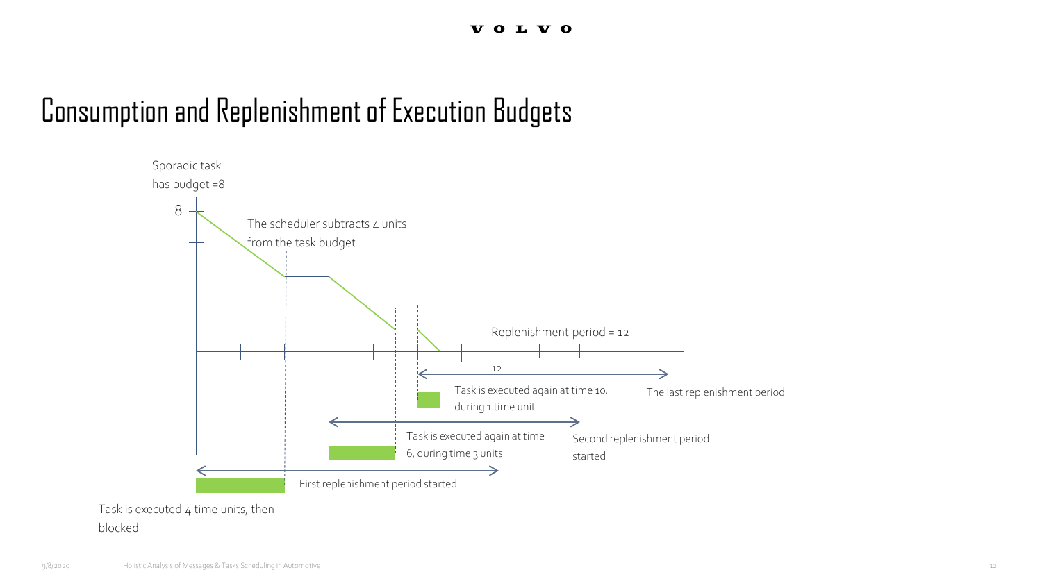# Consumption and Replenishment of Execution Budgets

Sporadic task has budget =8

8

The scheduler subtracts 4 units from the task budget

Replenishment period = 12

12

Task is executed again at time 10, during 1 time unit

The last replenishment period

Task is executed again at time 6, during time 3 units

Second replenishment period started

First replenishment period started

Task is executed 4 time units, then blocked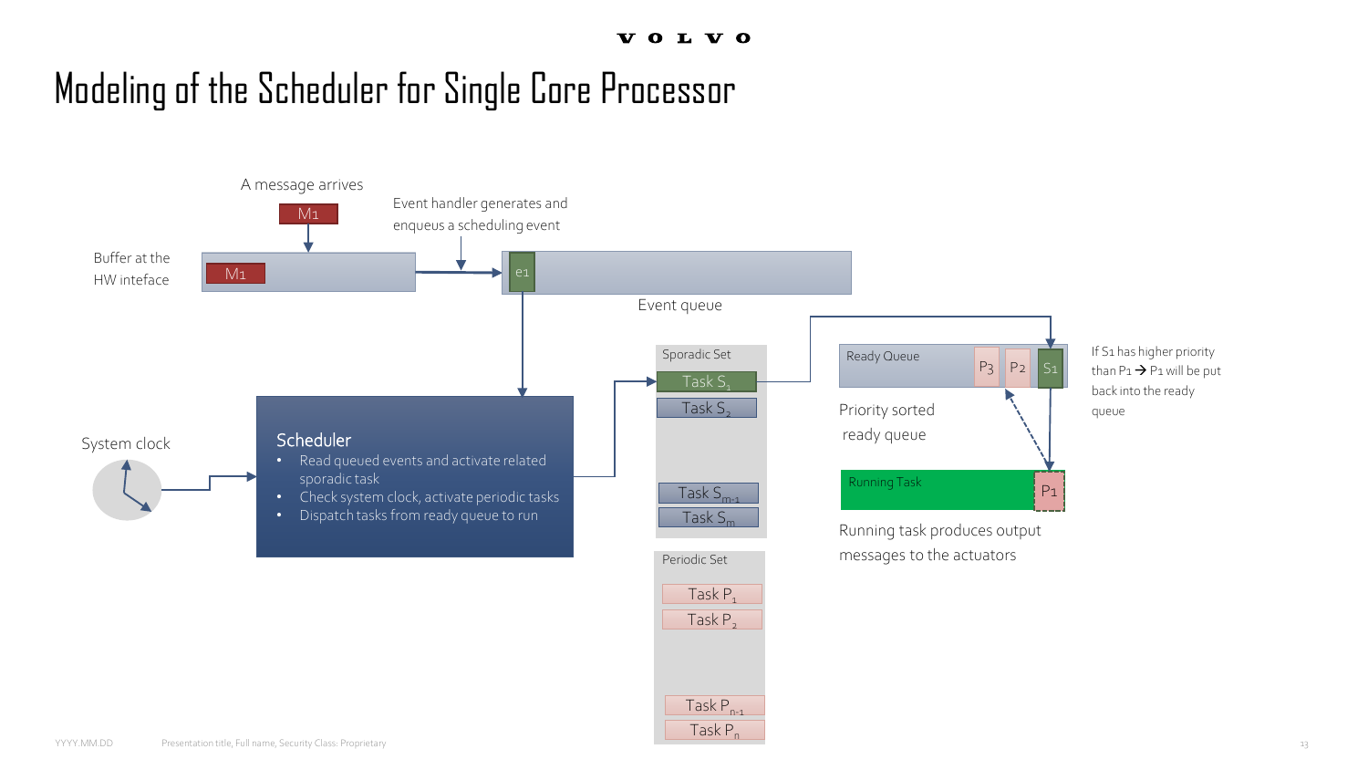# Modeling of the Scheduler for Single Core Processor

A message arrives

M1

Event handler generates and enqueus a scheduling event

Buffer at the HW inteface

M1

e1

Event queue

System clock

**Scheduler**

- Read queued events and activate related sporadic task
- Check system clock, activate periodic tasks
- Dispatch tasks from ready queue to run

Sporadic Set

Task $S_1$

Task $S_2$

Task $S_{m-1}$

Task $S_m$

Periodic Set

Task $P_1$

Task $P_2$

Task $P_{n-1}$

Task $P_n$

Ready Queue

P3 P2 S1

Priority sorted ready queue

If S1 has higher priority than P1 → P1 will be put back into the ready queue

Running Task

P1

Running task produces output messages to the actuators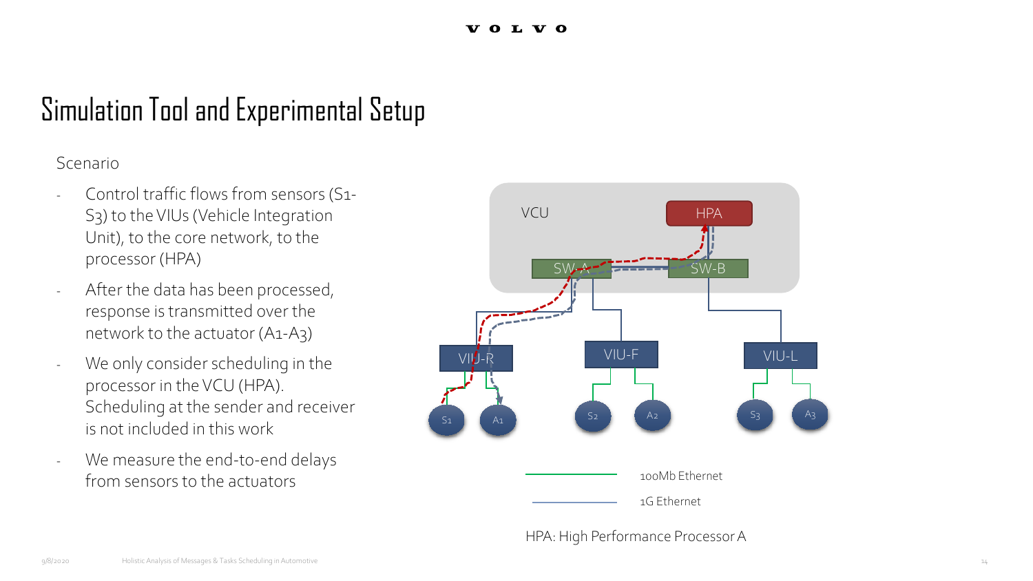# Simulation Tool and Experimental Setup

Scenario

- Control traffic flows from sensors (S1-S3) to the VIUs (Vehicle Integration Unit), to the core network, to the processor (HPA)
- After the data has been processed, response is transmitted over the network to the actuator (A1-A3)
- We only consider scheduling in the processor in the VCU (HPA). Scheduling at the sender and receiver is not included in this work
- We measure the end-to-end delays from sensors to the actuators

VCU

HPA

SW-A

SW-B

VIU-R

VIU-F

VIU-L

S1 A1 S2 A2 S3 A3

100Mb Ethernet

1G Ethernet

HPA: High Performance Processor A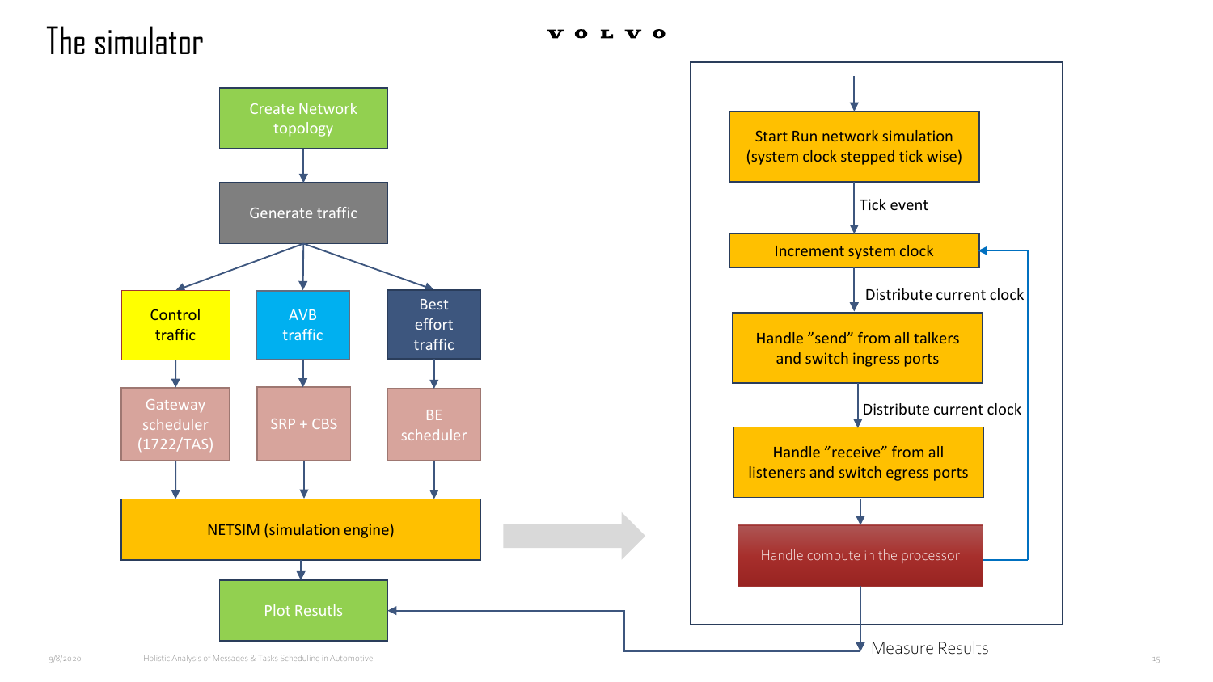# The simulator

VOLVO

- Create Network topology
- Generate traffic
  - Control traffic → Gateway scheduler (1722/TAS)
  - AVB traffic → SRP + CBS
  - Best effort traffic → BE scheduler
- NETSIM (simulation engine)
- Plot Resutls

NETSIM loop:

- Start Run network simulation (system clock stepped tick wise)
- Tick event
- Increment system clock
- Distribute current clock
- Handle "send" from all talkers and switch ingress ports
- Distribute current clock
- Handle "receive" from all listeners and switch egress ports
- Handle compute in the processor
- Measure Results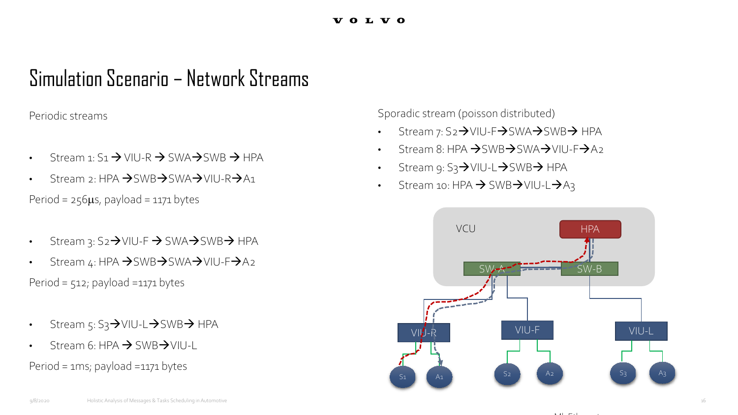# Simulation Scenario – Network Streams

Periodic streams

- Stream 1: S1 → VIU-R → SWA→SWB → HPA
- Stream 2: HPA →SWB→SWA→VIU-R→A1

Period = 256μs, payload = 1171 bytes

- Stream 3: S2→VIU-F → SWA→SWB→ HPA
- Stream 4: HPA →SWB→SWA→VIU-F→A2

Period = 512; payload =1171 bytes

- Stream 5: S3→VIU-L→SWB→ HPA
- Stream 6: HPA → SWB→VIU-L

Period = 1ms; payload =1171 bytes

Sporadic stream (poisson distributed)

- Stream 7: S2→VIU-F→SWA→SWB→ HPA
- Stream 8: HPA →SWB→SWA→VIU-F→A2
- Stream 9: S3→VIU-L→SWB→ HPA
- Stream 10: HPA → SWB→VIU-L→A3

VCU

HPA

SW-A

SW-B

VIU-R

VIU-F

VIU-L

S1

A1

S2

A2

S3

A3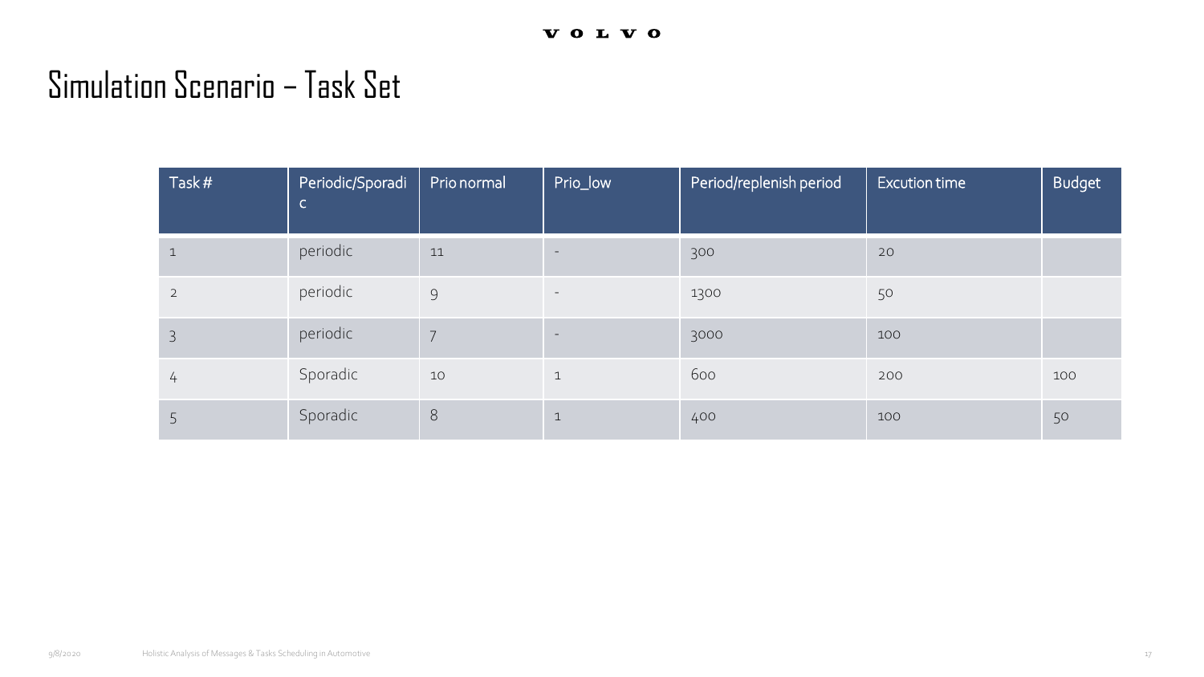# Simulation Scenario – Task Set

| Task # | Periodic/Sporadic | Prio normal | Prio_low | Period/replenish period | Excution time | Budget |
|---|---|---|---|---|---|---|
| 1 | periodic | 11 | - | 300 | 20 | |
| 2 | periodic | 9 | - | 1300 | 50 | |
| 3 | periodic | 7 | - | 3000 | 100 | |
| 4 | Sporadic | 10 | 1 | 600 | 200 | 100 |
| 5 | Sporadic | 8 | 1 | 400 | 100 | 50 |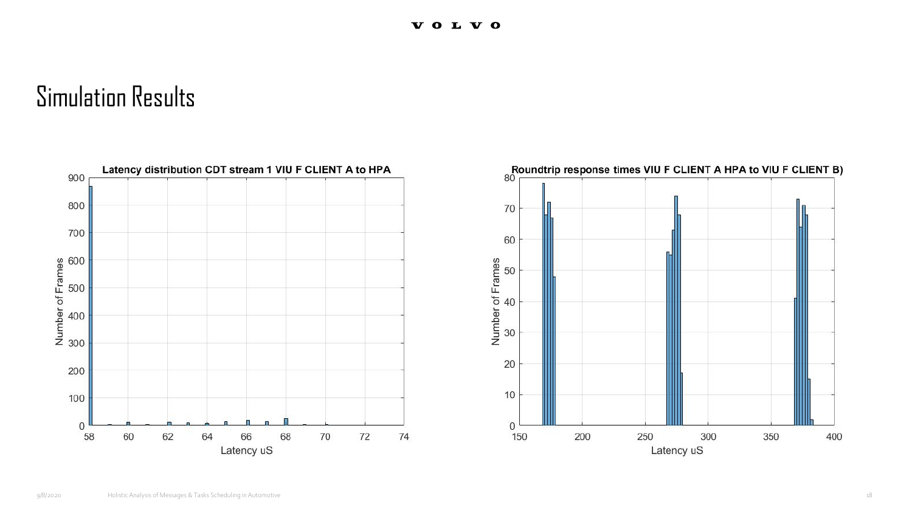# Simulation Results

**Latency distribution CDT stream 1 VIU F CLIENT A to HPA**

**Roundtrip response times VIU F CLIENT A HPA to VIU F CLIENT B)**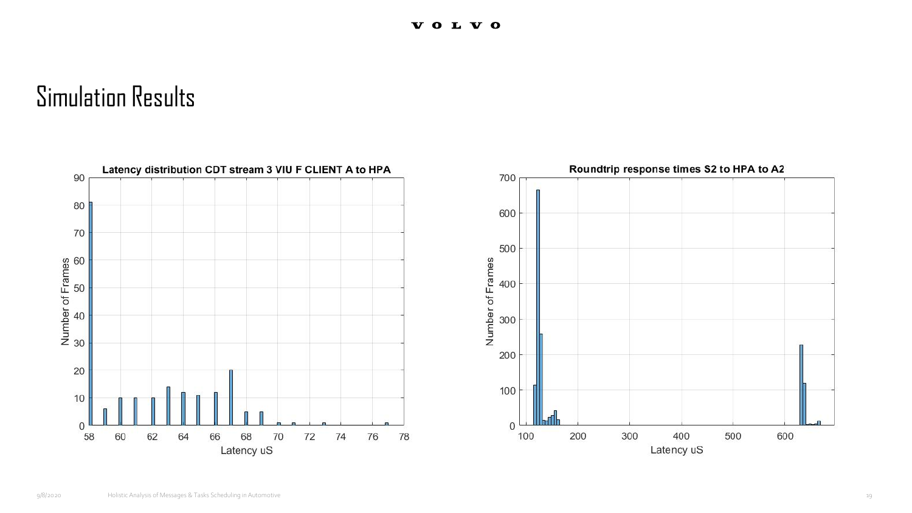# Simulation Results

**Latency distribution CDT stream 3 VIU F CLIENT A to HPA**

**Roundtrip response times S2 to HPA to A2**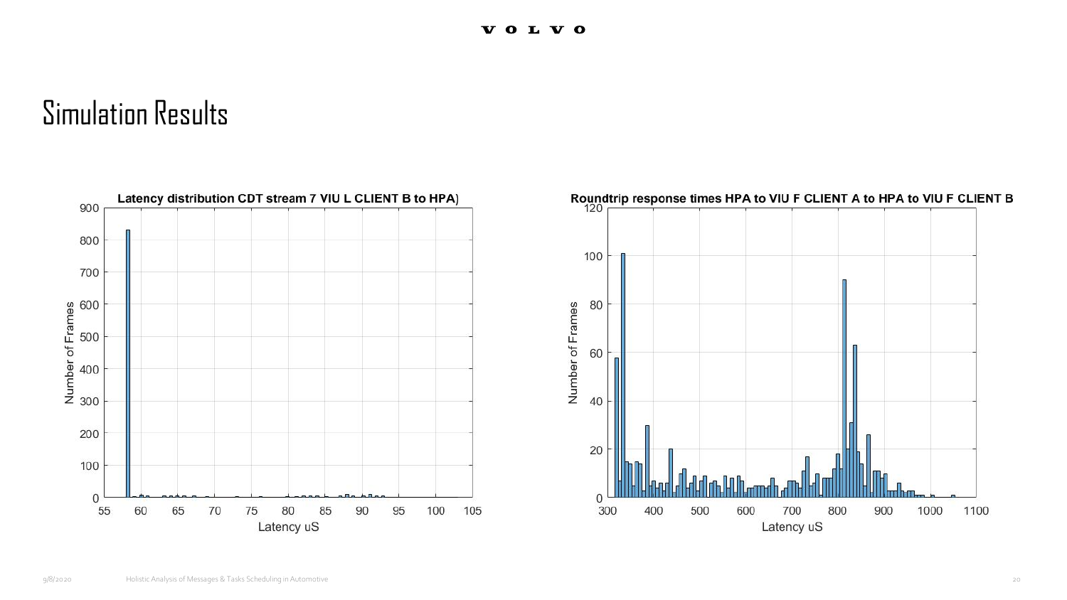# Simulation Results

**Latency distribution CDT stream 7 VIU L CLIENT B to HPA)**

**Roundtrip response times HPA to VIU F CLIENT A to HPA to VIU F CLIENT B**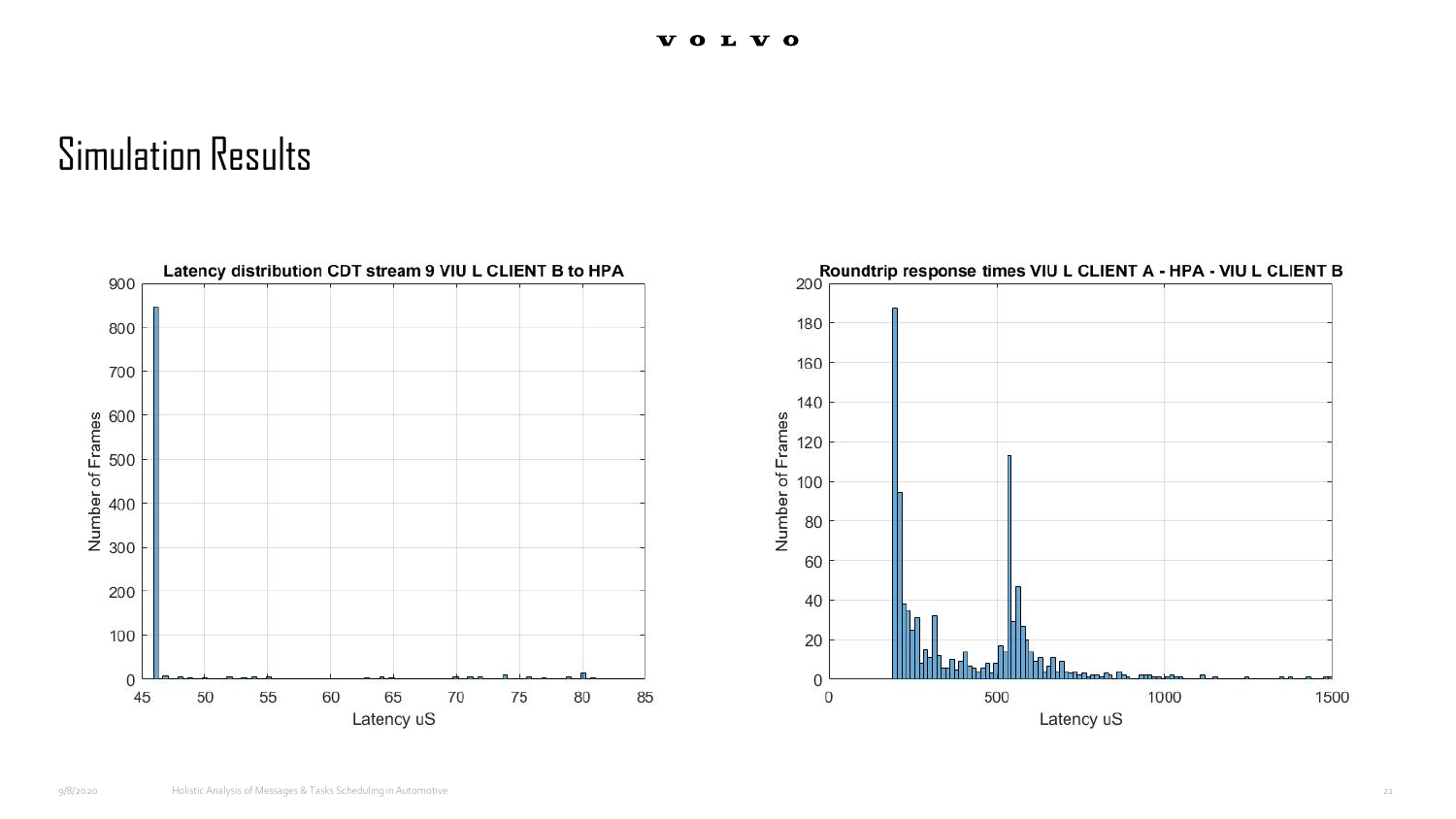# Simulation Results

**Latency distribution CDT stream 9 VIU L CLIENT B to HPA**

**Roundtrip response times VIU L CLIENT A - HPA - VIU L CLIENT B**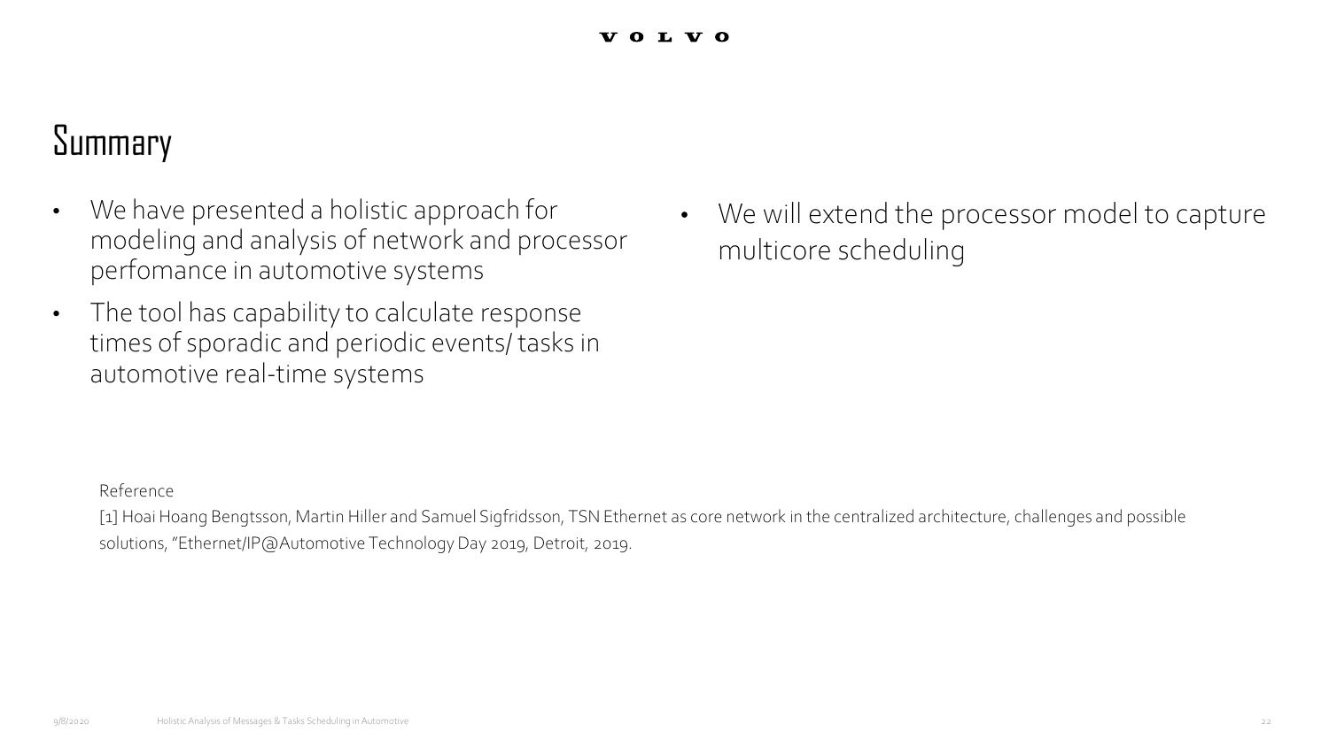# Summary

- We have presented a holistic approach for modeling and analysis of network and processor perfomance in automotive systems
- The tool has capability to calculate response times of sporadic and periodic events/ tasks in automotive real-time systems
- We will extend the processor model to capture multicore scheduling

Reference

[1] Hoai Hoang Bengtsson, Martin Hiller and Samuel Sigfridsson, TSN Ethernet as core network in the centralized architecture, challenges and possible solutions, "Ethernet/IP@Automotive Technology Day 2019, Detroit, 2019.